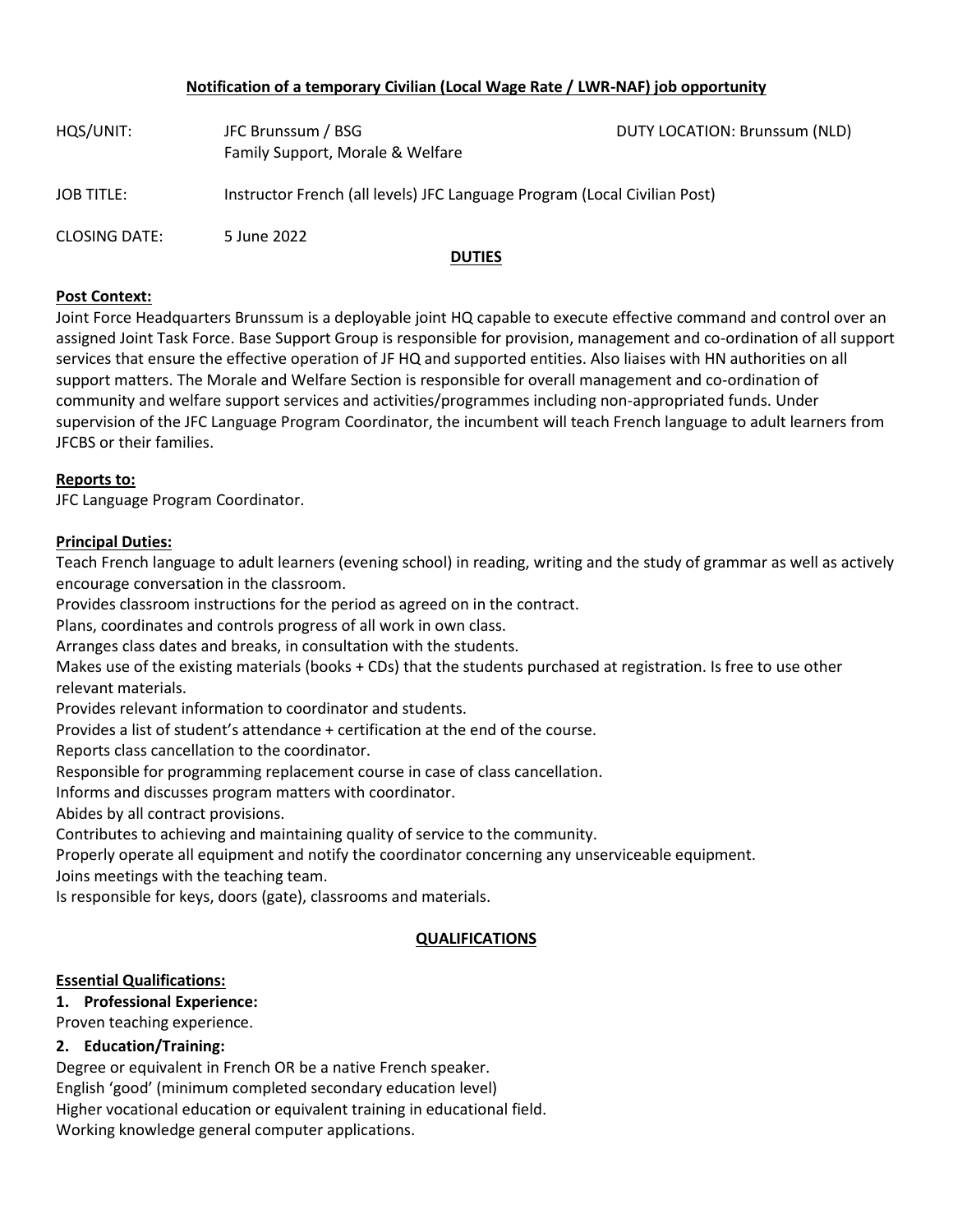**Notification of a temporary Civilian (Local Wage Rate / LWR-NAF) job opportunity**

| | | |
|---|---|---|
| HQS/UNIT: | JFC Brunssum / BSG<br>Family Support, Morale & Welfare | DUTY LOCATION: Brunssum (NLD) |
| JOB TITLE: | Instructor French (all levels) JFC Language Program (Local Civilian Post) | |
| CLOSING DATE: | 5 June 2022 | |

## DUTIES

**Post Context:**

Joint Force Headquarters Brunssum is a deployable joint HQ capable to execute effective command and control over an assigned Joint Task Force. Base Support Group is responsible for provision, management and co-ordination of all support services that ensure the effective operation of JF HQ and supported entities. Also liaises with HN authorities on all support matters. The Morale and Welfare Section is responsible for overall management and co-ordination of community and welfare support services and activities/programmes including non-appropriated funds. Under supervision of the JFC Language Program Coordinator, the incumbent will teach French language to adult learners from JFCBS or their families.

**Reports to:**

JFC Language Program Coordinator.

**Principal Duties:**

Teach French language to adult learners (evening school) in reading, writing and the study of grammar as well as actively encourage conversation in the classroom.

Provides classroom instructions for the period as agreed on in the contract.

Plans, coordinates and controls progress of all work in own class.

Arranges class dates and breaks, in consultation with the students.

Makes use of the existing materials (books + CDs) that the students purchased at registration. Is free to use other relevant materials.

Provides relevant information to coordinator and students.

Provides a list of student's attendance + certification at the end of the course.

Reports class cancellation to the coordinator.

Responsible for programming replacement course in case of class cancellation.

Informs and discusses program matters with coordinator.

Abides by all contract provisions.

Contributes to achieving and maintaining quality of service to the community.

Properly operate all equipment and notify the coordinator concerning any unserviceable equipment.

Joins meetings with the teaching team.

Is responsible for keys, doors (gate), classrooms and materials.

## QUALIFICATIONS

**Essential Qualifications:**

1. **Professional Experience:**

Proven teaching experience.

2. **Education/Training:**

Degree or equivalent in French OR be a native French speaker.

English 'good' (minimum completed secondary education level)

Higher vocational education or equivalent training in educational field.

Working knowledge general computer applications.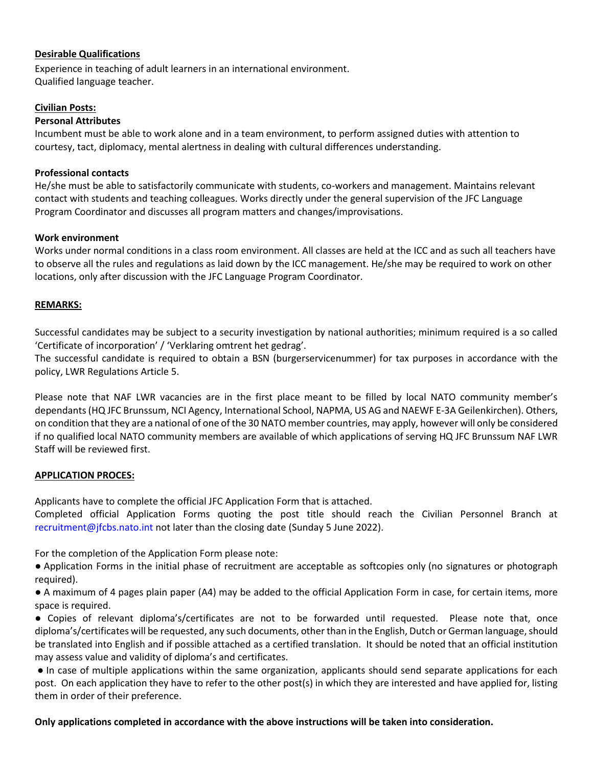**Desirable Qualifications**

Experience in teaching of adult learners in an international environment.
Qualified language teacher.

**Civilian Posts:**

**Personal Attributes**

Incumbent must be able to work alone and in a team environment, to perform assigned duties with attention to courtesy, tact, diplomacy, mental alertness in dealing with cultural differences understanding.

**Professional contacts**

He/she must be able to satisfactorily communicate with students, co-workers and management. Maintains relevant contact with students and teaching colleagues. Works directly under the general supervision of the JFC Language Program Coordinator and discusses all program matters and changes/improvisations.

**Work environment**

Works under normal conditions in a class room environment. All classes are held at the ICC and as such all teachers have to observe all the rules and regulations as laid down by the ICC management. He/she may be required to work on other locations, only after discussion with the JFC Language Program Coordinator.

**REMARKS:**

Successful candidates may be subject to a security investigation by national authorities; minimum required is a so called 'Certificate of incorporation' / 'Verklaring omtrent het gedrag'.
The successful candidate is required to obtain a BSN (burgerservicenummer) for tax purposes in accordance with the policy, LWR Regulations Article 5.

Please note that NAF LWR vacancies are in the first place meant to be filled by local NATO community member's dependants (HQ JFC Brunssum, NCI Agency, International School, NAPMA, US AG and NAEWF E-3A Geilenkirchen). Others, on condition that they are a national of one of the 30 NATO member countries, may apply, however will only be considered if no qualified local NATO community members are available of which applications of serving HQ JFC Brunssum NAF LWR Staff will be reviewed first.

**APPLICATION PROCES:**

Applicants have to complete the official JFC Application Form that is attached.
Completed official Application Forms quoting the post title should reach the Civilian Personnel Branch at recruitment@jfcbs.nato.int not later than the closing date (Sunday 5 June 2022).

For the completion of the Application Form please note:

- Application Forms in the initial phase of recruitment are acceptable as softcopies only (no signatures or photograph required).
- A maximum of 4 pages plain paper (A4) may be added to the official Application Form in case, for certain items, more space is required.
- Copies of relevant diploma's/certificates are not to be forwarded until requested. Please note that, once diploma's/certificates will be requested, any such documents, other than in the English, Dutch or German language, should be translated into English and if possible attached as a certified translation. It should be noted that an official institution may assess value and validity of diploma's and certificates.
- In case of multiple applications within the same organization, applicants should send separate applications for each post. On each application they have to refer to the other post(s) in which they are interested and have applied for, listing them in order of their preference.

**Only applications completed in accordance with the above instructions will be taken into consideration.**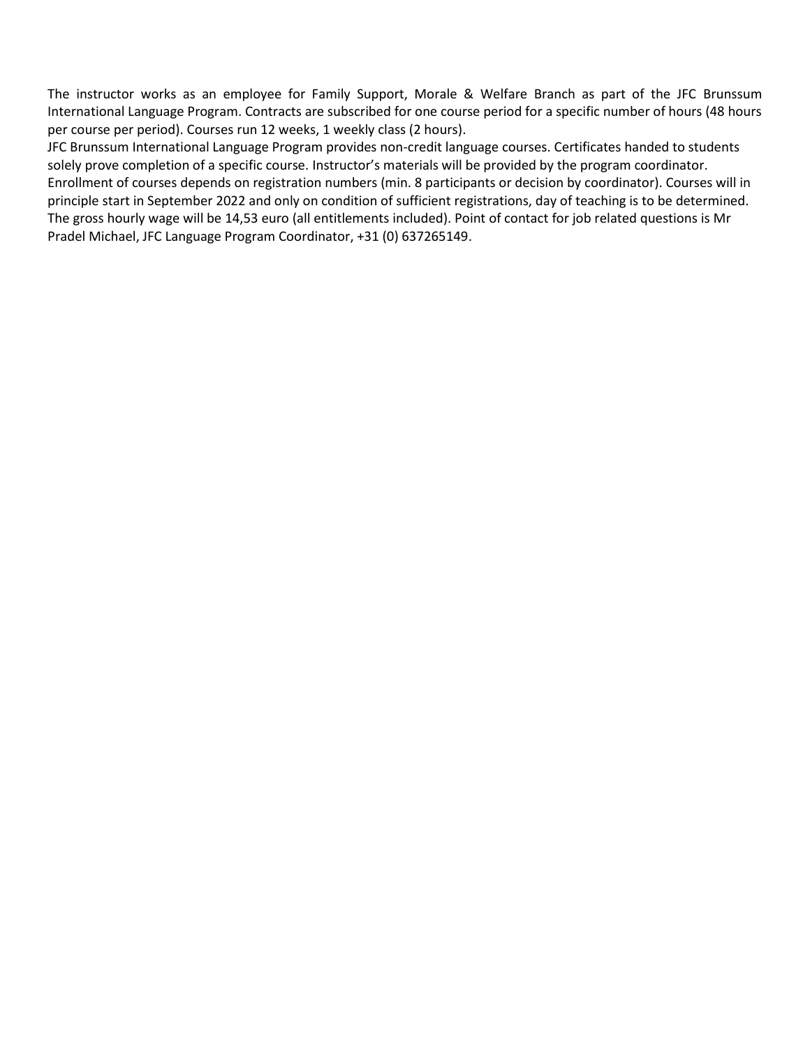The instructor works as an employee for Family Support, Morale & Welfare Branch as part of the JFC Brunssum International Language Program. Contracts are subscribed for one course period for a specific number of hours (48 hours per course per period). Courses run 12 weeks, 1 weekly class (2 hours).
JFC Brunssum International Language Program provides non-credit language courses. Certificates handed to students solely prove completion of a specific course. Instructor's materials will be provided by the program coordinator.
Enrollment of courses depends on registration numbers (min. 8 participants or decision by coordinator). Courses will in principle start in September 2022 and only on condition of sufficient registrations, day of teaching is to be determined.
The gross hourly wage will be 14,53 euro (all entitlements included). Point of contact for job related questions is Mr Pradel Michael, JFC Language Program Coordinator, +31 (0) 637265149.